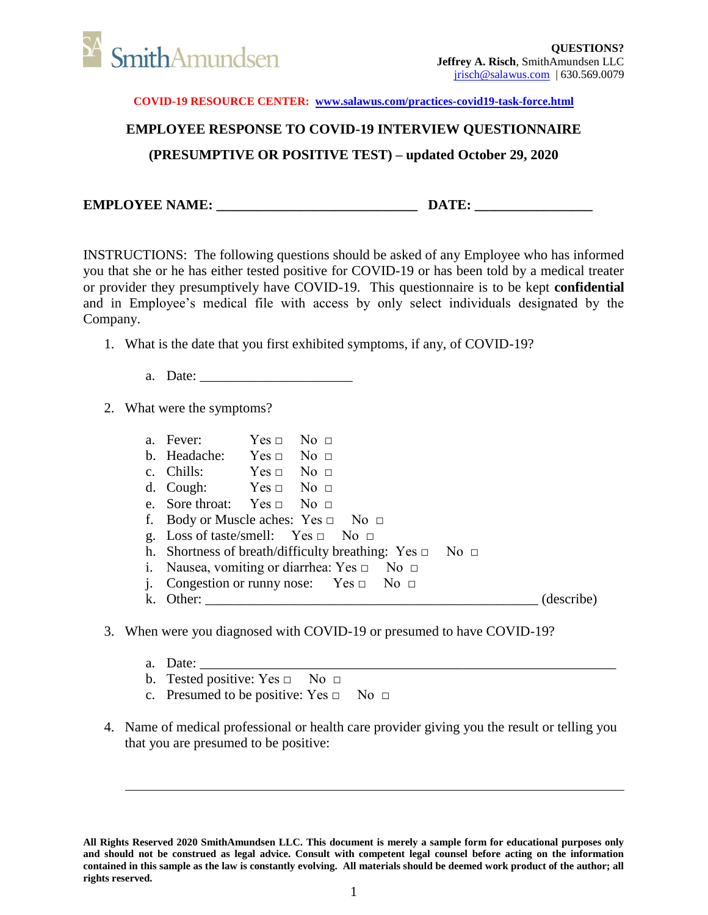**QUESTIONS?**
**Jeffrey A. Risch**, SmithAmundsen LLC
jrisch@salawus.com | 630.569.0079

**COVID-19 RESOURCE CENTER: www.salawus.com/practices-covid19-task-force.html**

# EMPLOYEE RESPONSE TO COVID-19 INTERVIEW QUESTIONNAIRE

## (PRESUMPTIVE OR POSITIVE TEST) – updated October 29, 2020

**EMPLOYEE NAME: _____________________________ DATE: _________________**

INSTRUCTIONS: The following questions should be asked of any Employee who has informed you that she or he has either tested positive for COVID-19 or has been told by a medical treater or provider they presumptively have COVID-19. This questionnaire is to be kept **confidential** and in Employee's medical file with access by only select individuals designated by the Company.

1. What is the date that you first exhibited symptoms, if any, of COVID-19?
   a. Date: ______________________

2. What were the symptoms?
   a. Fever: Yes □ No □
   b. Headache: Yes □ No □
   c. Chills: Yes □ No □
   d. Cough: Yes □ No □
   e. Sore throat: Yes □ No □
   f. Body or Muscle aches: Yes □ No □
   g. Loss of taste/smell: Yes □ No □
   h. Shortness of breath/difficulty breathing: Yes □ No □
   i. Nausea, vomiting or diarrhea: Yes □ No □
   j. Congestion or runny nose: Yes □ No □
   k. Other: ________________________________________________ (describe)

3. When were you diagnosed with COVID-19 or presumed to have COVID-19?
   a. Date: ____________________________________________________________
   b. Tested positive: Yes □ No □
   c. Presumed to be positive: Yes □ No □

4. Name of medical professional or health care provider giving you the result or telling you that you are presumed to be positive:

   ________________________________________________________________________

**All Rights Reserved 2020 SmithAmundsen LLC. This document is merely a sample form for educational purposes only and should not be construed as legal advice. Consult with competent legal counsel before acting on the information contained in this sample as the law is constantly evolving. All materials should be deemed work product of the author; all rights reserved.**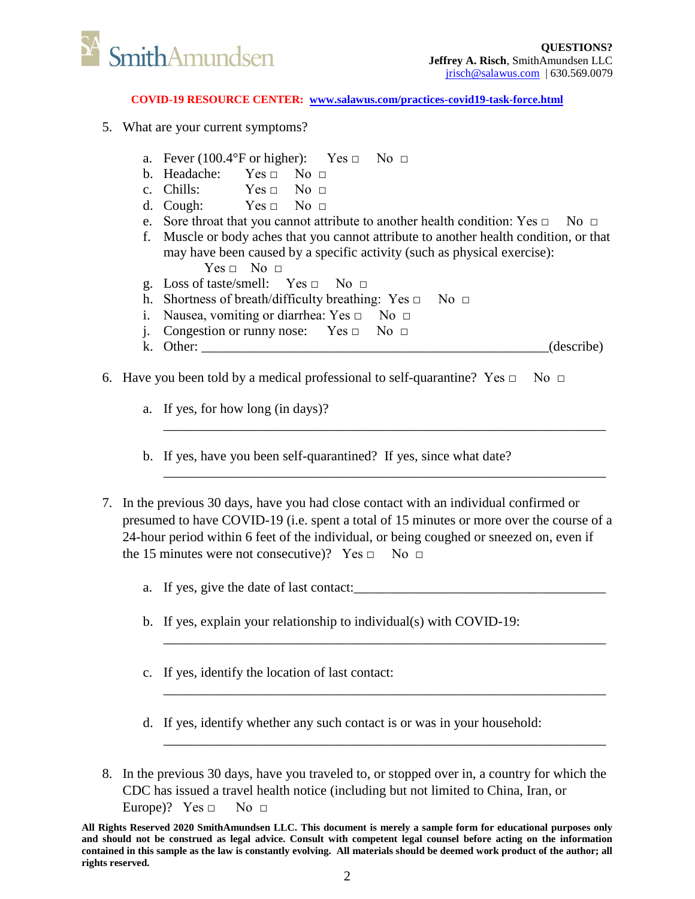5. What are your current symptoms?

   a. Fever (100.4°F or higher): Yes □ No □
   b. Headache: Yes □ No □
   c. Chills: Yes □ No □
   d. Cough: Yes □ No □
   e. Sore throat that you cannot attribute to another health condition: Yes □ No □
   f. Muscle or body aches that you cannot attribute to another health condition, or that may have been caused by a specific activity (such as physical exercise): Yes □ No □
   g. Loss of taste/smell: Yes □ No □
   h. Shortness of breath/difficulty breathing: Yes □ No □
   i. Nausea, vomiting or diarrhea: Yes □ No □
   j. Congestion or runny nose: Yes □ No □
   k. Other: ______________________________________________(describe)

6. Have you been told by a medical professional to self-quarantine? Yes □ No □

   a. If yes, for how long (in days)?

      ____________________________________________________________

   b. If yes, have you been self-quarantined? If yes, since what date?

      ____________________________________________________________

7. In the previous 30 days, have you had close contact with an individual confirmed or presumed to have COVID-19 (i.e. spent a total of 15 minutes or more over the course of a 24-hour period within 6 feet of the individual, or being coughed or sneezed on, even if the 15 minutes were not consecutive)? Yes □ No □

   a. If yes, give the date of last contact:___________________________________

   b. If yes, explain your relationship to individual(s) with COVID-19:

      ____________________________________________________________

   c. If yes, identify the location of last contact:

      ____________________________________________________________

   d. If yes, identify whether any such contact is or was in your household:

      ____________________________________________________________

8. In the previous 30 days, have you traveled to, or stopped over in, a country for which the CDC has issued a travel health notice (including but not limited to China, Iran, or Europe)? Yes □ No □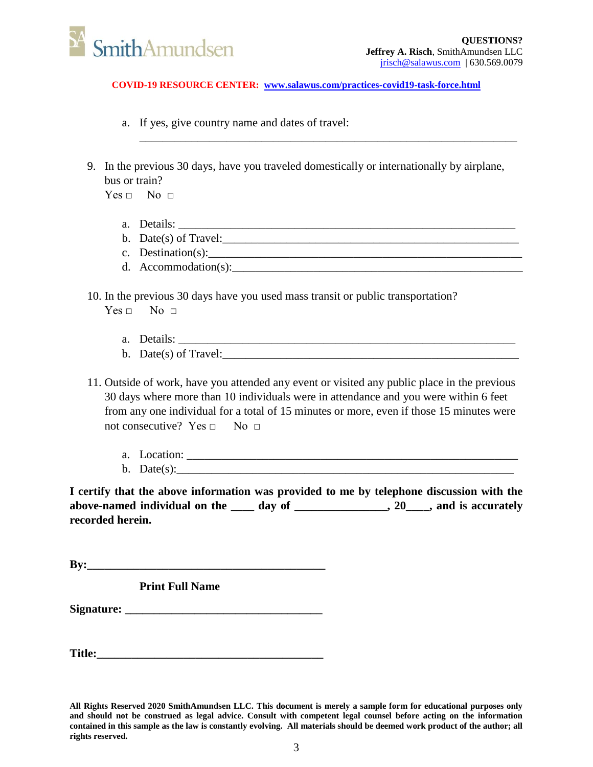a. If yes, give country name and dates of travel: \_\_\_\_\_\_\_\_\_\_\_\_\_\_\_\_\_\_\_\_\_\_\_\_\_\_\_\_\_\_\_\_\_\_\_\_\_\_\_\_\_\_\_\_\_\_\_\_\_\_\_\_\_\_\_\_\_\_\_\_\_\_\_\_

9. In the previous 30 days, have you traveled domestically or internationally by airplane, bus or train?
   Yes □ No □

   a. Details: \_\_\_\_\_\_\_\_\_\_\_\_\_\_\_\_\_\_\_\_\_\_\_\_\_\_\_\_\_\_\_\_\_\_\_\_\_\_\_\_\_\_\_\_\_\_\_\_\_\_\_\_\_\_\_
   b. Date(s) of Travel:\_\_\_\_\_\_\_\_\_\_\_\_\_\_\_\_\_\_\_\_\_\_\_\_\_\_\_\_\_\_\_\_\_\_\_\_\_\_\_\_\_\_\_\_\_\_\_\_
   c. Destination(s):\_\_\_\_\_\_\_\_\_\_\_\_\_\_\_\_\_\_\_\_\_\_\_\_\_\_\_\_\_\_\_\_\_\_\_\_\_\_\_\_\_\_\_\_\_\_\_\_\_\_\_
   d. Accommodation(s):\_\_\_\_\_\_\_\_\_\_\_\_\_\_\_\_\_\_\_\_\_\_\_\_\_\_\_\_\_\_\_\_\_\_\_\_\_\_\_\_\_\_\_\_\_\_\_

10. In the previous 30 days have you used mass transit or public transportation?
    Yes □ No □

    a. Details: \_\_\_\_\_\_\_\_\_\_\_\_\_\_\_\_\_\_\_\_\_\_\_\_\_\_\_\_\_\_\_\_\_\_\_\_\_\_\_\_\_\_\_\_\_\_\_\_\_\_\_\_\_\_\_
    b. Date(s) of Travel:\_\_\_\_\_\_\_\_\_\_\_\_\_\_\_\_\_\_\_\_\_\_\_\_\_\_\_\_\_\_\_\_\_\_\_\_\_\_\_\_\_\_\_\_\_\_\_\_

11. Outside of work, have you attended any event or visited any public place in the previous 30 days where more than 10 individuals were in attendance and you were within 6 feet from any one individual for a total of 15 minutes or more, even if those 15 minutes were not consecutive? Yes □ No □

    a. Location: \_\_\_\_\_\_\_\_\_\_\_\_\_\_\_\_\_\_\_\_\_\_\_\_\_\_\_\_\_\_\_\_\_\_\_\_\_\_\_\_\_\_\_\_\_\_\_\_\_\_\_\_\_\_
    b. Date(s):\_\_\_\_\_\_\_\_\_\_\_\_\_\_\_\_\_\_\_\_\_\_\_\_\_\_\_\_\_\_\_\_\_\_\_\_\_\_\_\_\_\_\_\_\_\_\_\_\_\_\_\_\_\_\_\_

**I certify that the above information was provided to me by telephone discussion with the above-named individual on the \_\_\_\_ day of \_\_\_\_\_\_\_\_\_\_\_\_\_\_\_\_, 20\_\_\_\_, and is accurately recorded herein.**

**By:\_\_\_\_\_\_\_\_\_\_\_\_\_\_\_\_\_\_\_\_\_\_\_\_\_\_\_\_\_\_\_\_\_\_\_\_\_\_\_\_\_\_**

**Print Full Name**

**Signature: \_\_\_\_\_\_\_\_\_\_\_\_\_\_\_\_\_\_\_\_\_\_\_\_\_\_\_\_\_\_\_\_\_\_\_**

**Title:\_\_\_\_\_\_\_\_\_\_\_\_\_\_\_\_\_\_\_\_\_\_\_\_\_\_\_\_\_\_\_\_\_\_\_\_\_\_\_\_**

**All Rights Reserved 2020 SmithAmundsen LLC. This document is merely a sample form for educational purposes only and should not be construed as legal advice. Consult with competent legal counsel before acting on the information contained in this sample as the law is constantly evolving. All materials should be deemed work product of the author; all rights reserved.**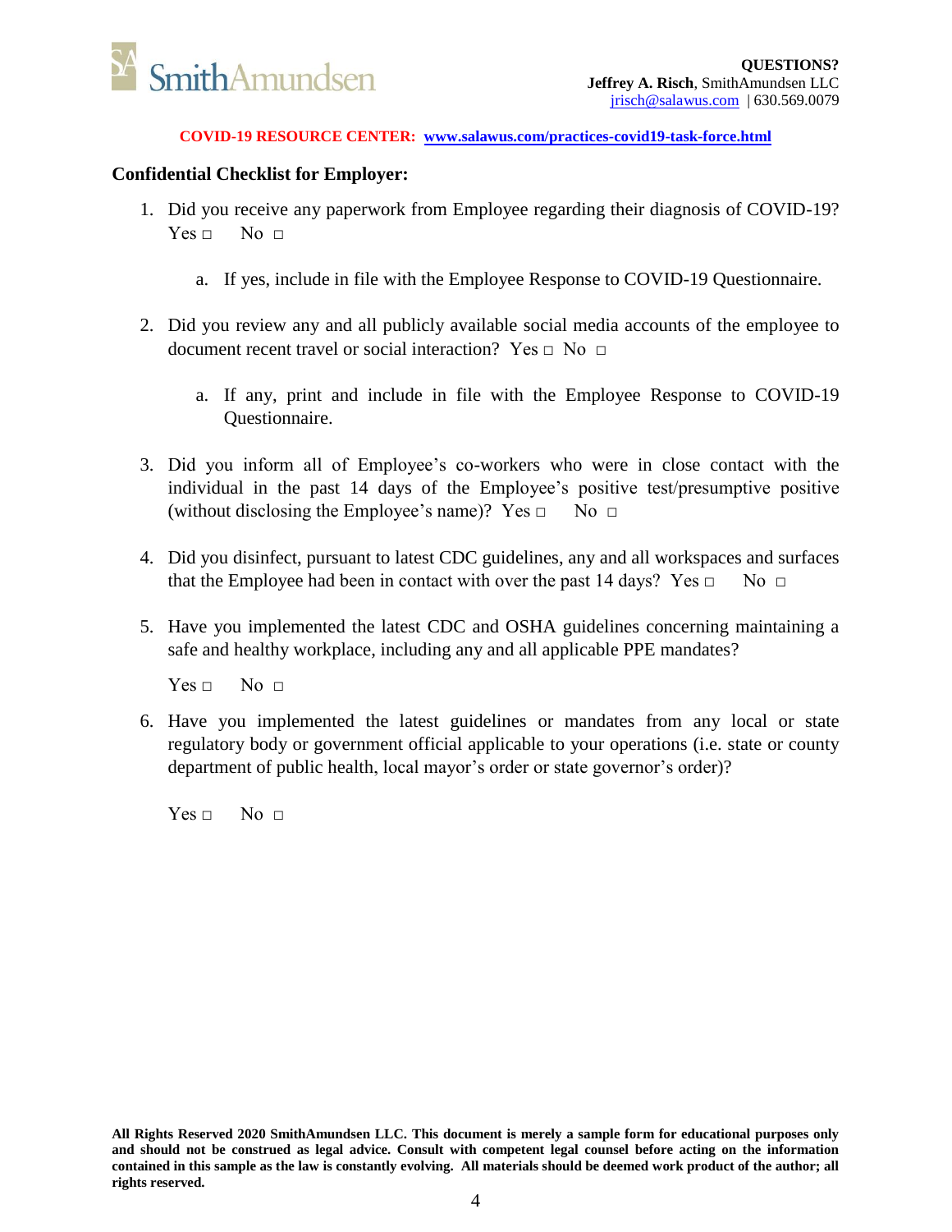**QUESTIONS?**
**Jeffrey A. Risch**, SmithAmundsen LLC
jrisch@salawus.com | 630.569.0079

**COVID-19 RESOURCE CENTER: www.salawus.com/practices-covid19-task-force.html**

**Confidential Checklist for Employer:**

1. Did you receive any paperwork from Employee regarding their diagnosis of COVID-19? Yes □ No □
   a. If yes, include in file with the Employee Response to COVID-19 Questionnaire.

2. Did you review any and all publicly available social media accounts of the employee to document recent travel or social interaction? Yes □ No □
   a. If any, print and include in file with the Employee Response to COVID-19 Questionnaire.

3. Did you inform all of Employee's co-workers who were in close contact with the individual in the past 14 days of the Employee's positive test/presumptive positive (without disclosing the Employee's name)? Yes □ No □

4. Did you disinfect, pursuant to latest CDC guidelines, any and all workspaces and surfaces that the Employee had been in contact with over the past 14 days? Yes □ No □

5. Have you implemented the latest CDC and OSHA guidelines concerning maintaining a safe and healthy workplace, including any and all applicable PPE mandates?

   Yes □ No □

6. Have you implemented the latest guidelines or mandates from any local or state regulatory body or government official applicable to your operations (i.e. state or county department of public health, local mayor's order or state governor's order)?

   Yes □ No □

**All Rights Reserved 2020 SmithAmundsen LLC. This document is merely a sample form for educational purposes only and should not be construed as legal advice. Consult with competent legal counsel before acting on the information contained in this sample as the law is constantly evolving. All materials should be deemed work product of the author; all rights reserved.**